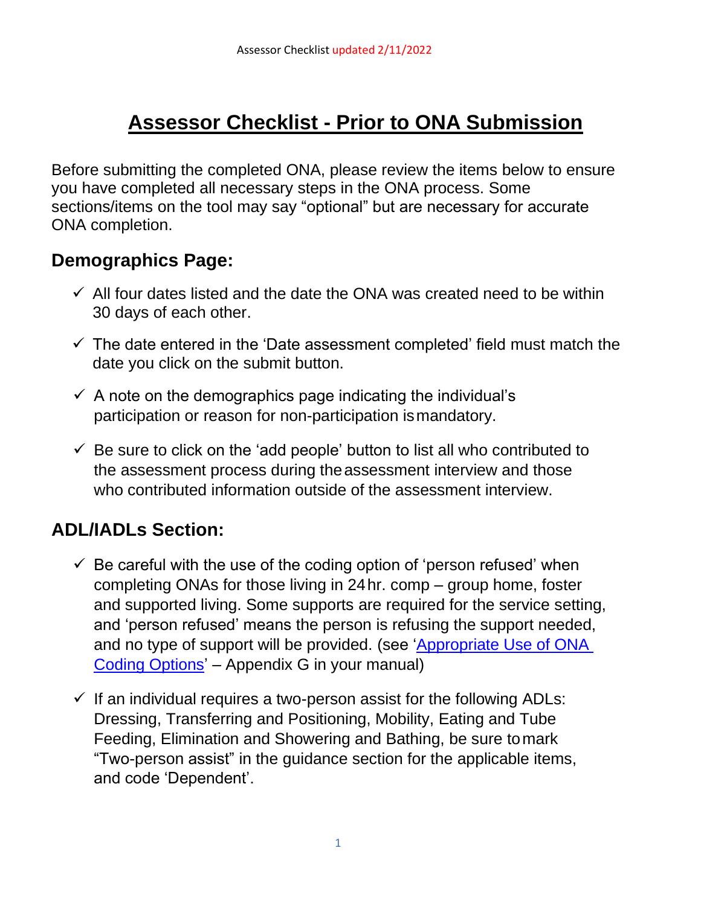# Assessor Checklist - Prior to ONA Submission

Before submitting the completed ONA, please review the items below to ensure you have completed all necessary steps in the ONA process. Some sections/items on the tool may say "optional" but are necessary for accurate ONA completion.

## Demographics Page:

- ✓ All four dates listed and the date the ONA was created need to be within 30 days of each other.
- ✓ The date entered in the 'Date assessment completed' field must match the date you click on the submit button.
- ✓ A note on the demographics page indicating the individual's participation or reason for non-participation is mandatory.
- ✓ Be sure to click on the 'add people' button to list all who contributed to the assessment process during the assessment interview and those who contributed information outside of the assessment interview.

## ADL/IADLs Section:

- ✓ Be careful with the use of the coding option of 'person refused' when completing ONAs for those living in 24 hr. comp – group home, foster and supported living. Some supports are required for the service setting, and 'person refused' means the person is refusing the support needed, and no type of support will be provided. (see 'Appropriate Use of ONA Coding Options' – Appendix G in your manual)
- ✓ If an individual requires a two-person assist for the following ADLs: Dressing, Transferring and Positioning, Mobility, Eating and Tube Feeding, Elimination and Showering and Bathing, be sure to mark "Two-person assist" in the guidance section for the applicable items, and code 'Dependent'.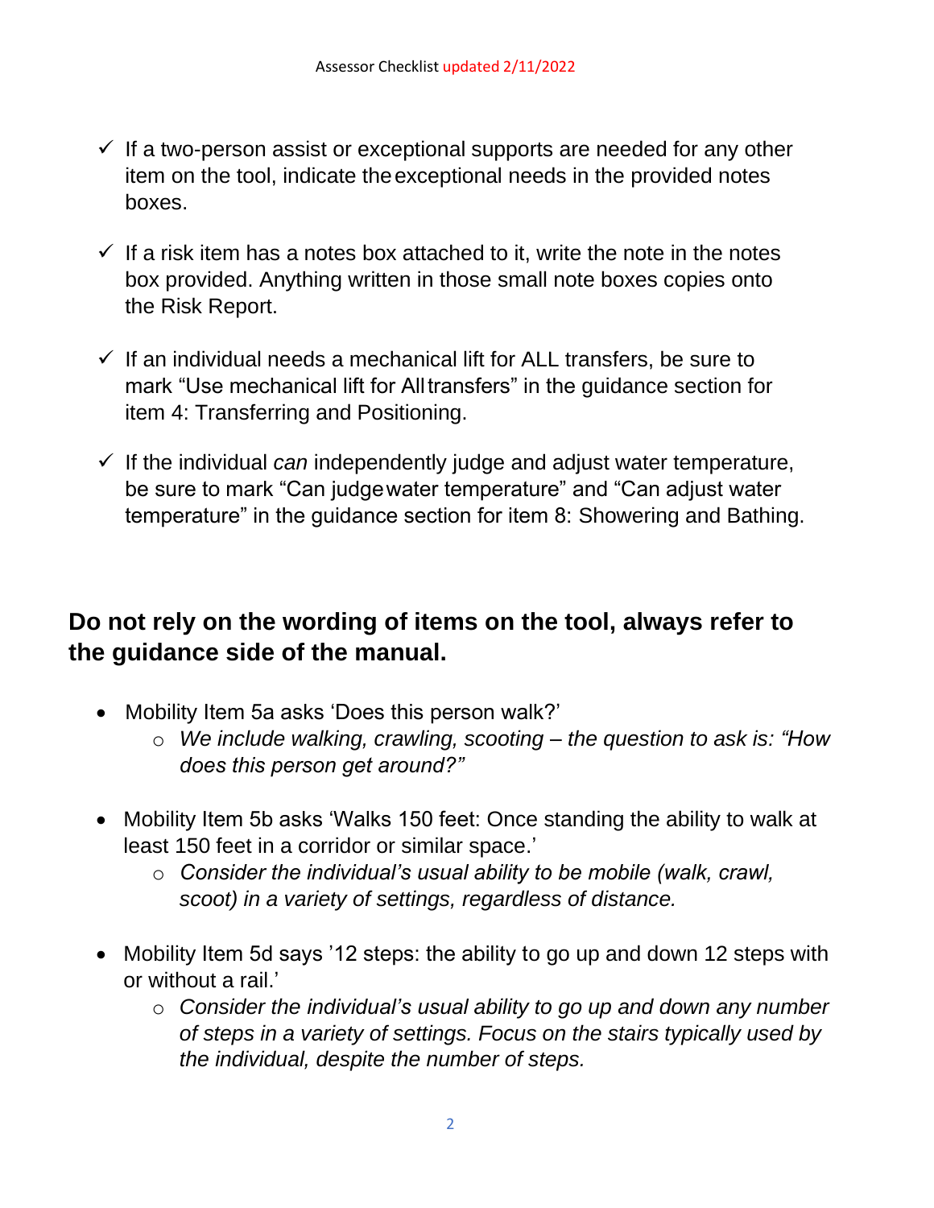- ✓ If a two-person assist or exceptional supports are needed for any other item on the tool, indicate the exceptional needs in the provided notes boxes.

- ✓ If a risk item has a notes box attached to it, write the note in the notes box provided. Anything written in those small note boxes copies onto the Risk Report.

- ✓ If an individual needs a mechanical lift for ALL transfers, be sure to mark "Use mechanical lift for All transfers" in the guidance section for item 4: Transferring and Positioning.

- ✓ If the individual *can* independently judge and adjust water temperature, be sure to mark "Can judge water temperature" and "Can adjust water temperature" in the guidance section for item 8: Showering and Bathing.

## Do not rely on the wording of items on the tool, always refer to the guidance side of the manual.

- Mobility Item 5a asks 'Does this person walk?'
  - *We include walking, crawling, scooting – the question to ask is: "How does this person get around?"*

- Mobility Item 5b asks 'Walks 150 feet: Once standing the ability to walk at least 150 feet in a corridor or similar space.'
  - *Consider the individual's usual ability to be mobile (walk, crawl, scoot) in a variety of settings, regardless of distance.*

- Mobility Item 5d says '12 steps: the ability to go up and down 12 steps with or without a rail.'
  - *Consider the individual's usual ability to go up and down any number of steps in a variety of settings. Focus on the stairs typically used by the individual, despite the number of steps.*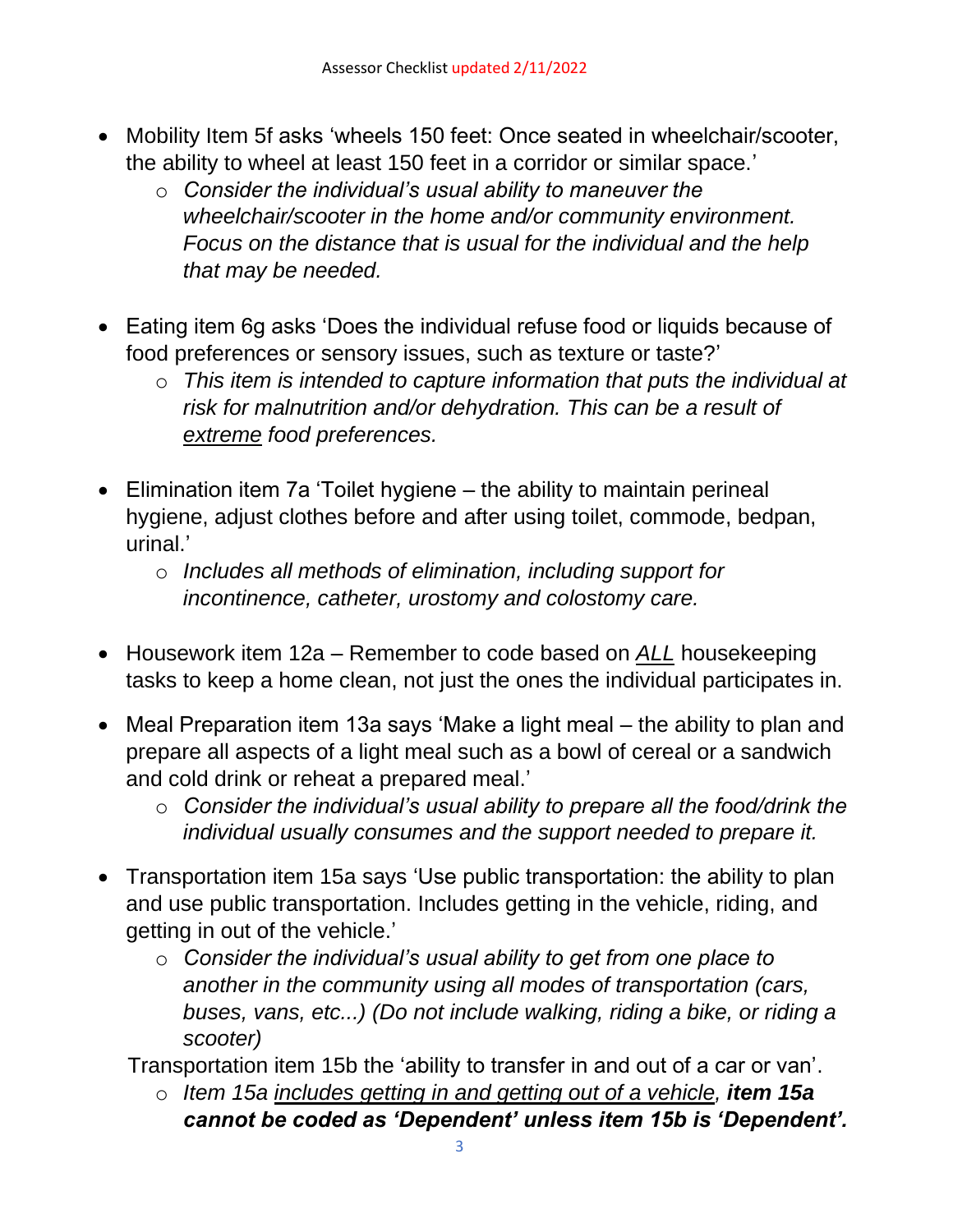- Mobility Item 5f asks 'wheels 150 feet: Once seated in wheelchair/scooter, the ability to wheel at least 150 feet in a corridor or similar space.'
    - *Consider the individual's usual ability to maneuver the wheelchair/scooter in the home and/or community environment. Focus on the distance that is usual for the individual and the help that may be needed.*

- Eating item 6g asks 'Does the individual refuse food or liquids because of food preferences or sensory issues, such as texture or taste?'
    - *This item is intended to capture information that puts the individual at risk for malnutrition and/or dehydration. This can be a result of <u>extreme</u> food preferences.*

- Elimination item 7a 'Toilet hygiene – the ability to maintain perineal hygiene, adjust clothes before and after using toilet, commode, bedpan, urinal.'
    - *Includes all methods of elimination, including support for incontinence, catheter, urostomy and colostomy care.*

- Housework item 12a – Remember to code based on *<u>ALL</u>* housekeeping tasks to keep a home clean, not just the ones the individual participates in.

- Meal Preparation item 13a says 'Make a light meal – the ability to plan and prepare all aspects of a light meal such as a bowl of cereal or a sandwich and cold drink or reheat a prepared meal.'
    - *Consider the individual's usual ability to prepare all the food/drink the individual usually consumes and the support needed to prepare it.*

- Transportation item 15a says 'Use public transportation: the ability to plan and use public transportation. Includes getting in the vehicle, riding, and getting in out of the vehicle.'
    - *Consider the individual's usual ability to get from one place to another in the community using all modes of transportation (cars, buses, vans, etc...) (Do not include walking, riding a bike, or riding a scooter)*

  Transportation item 15b the 'ability to transfer in and out of a car or van'.
    - *Item 15a <u>includes getting in and getting out of a vehicle</u>,* ***item 15a cannot be coded as 'Dependent' unless item 15b is 'Dependent'.***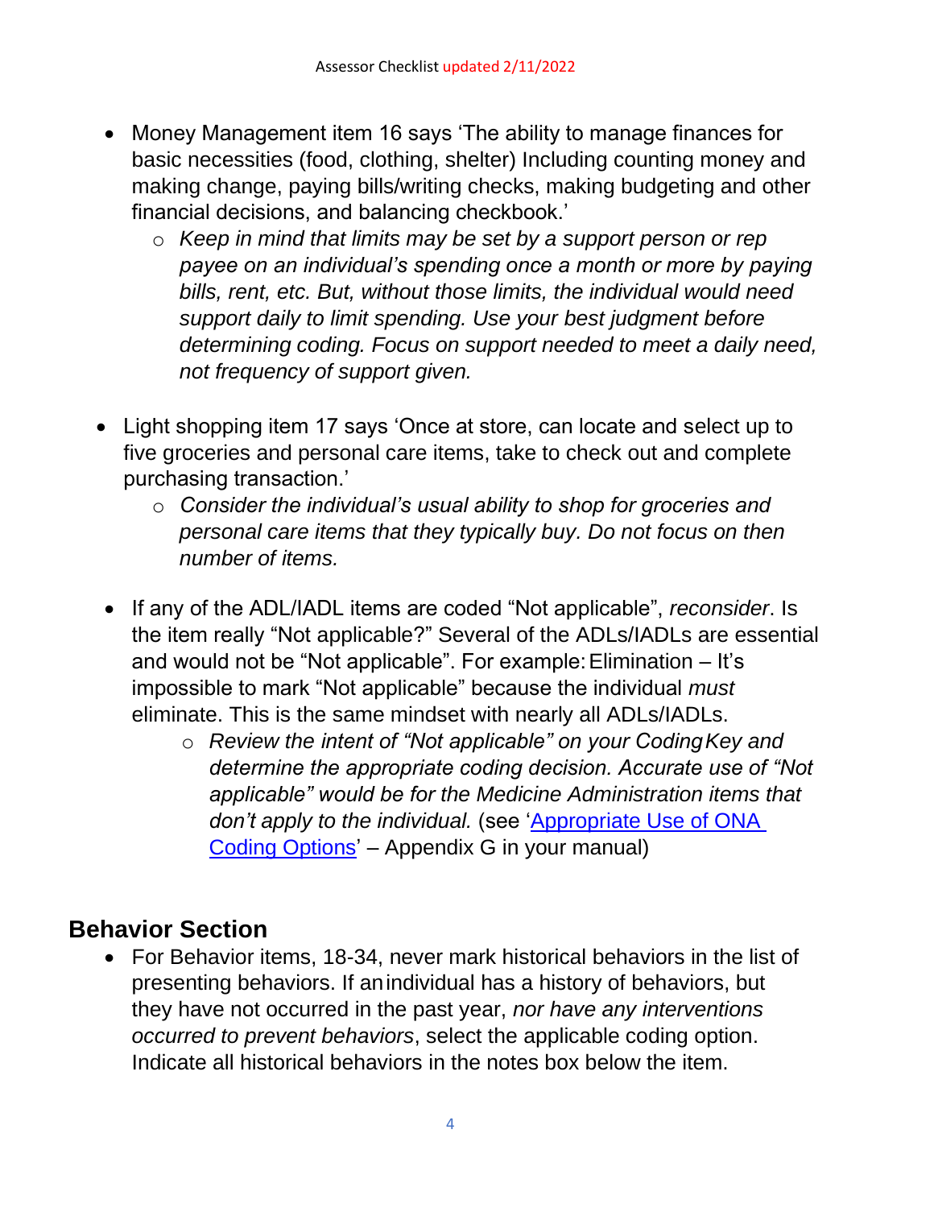- Money Management item 16 says 'The ability to manage finances for basic necessities (food, clothing, shelter) Including counting money and making change, paying bills/writing checks, making budgeting and other financial decisions, and balancing checkbook.'
  - *Keep in mind that limits may be set by a support person or rep payee on an individual's spending once a month or more by paying bills, rent, etc. But, without those limits, the individual would need support daily to limit spending. Use your best judgment before determining coding. Focus on support needed to meet a daily need, not frequency of support given.*

- Light shopping item 17 says 'Once at store, can locate and select up to five groceries and personal care items, take to check out and complete purchasing transaction.'
  - *Consider the individual's usual ability to shop for groceries and personal care items that they typically buy. Do not focus on then number of items.*

- If any of the ADL/IADL items are coded "Not applicable", *reconsider*. Is the item really "Not applicable?" Several of the ADLs/IADLs are essential and would not be "Not applicable". For example: Elimination – It's impossible to mark "Not applicable" because the individual *must* eliminate. This is the same mindset with nearly all ADLs/IADLs.
  - *Review the intent of "Not applicable" on your Coding Key and determine the appropriate coding decision. Accurate use of "Not applicable" would be for the Medicine Administration items that don't apply to the individual.* (see 'Appropriate Use of ONA Coding Options' – Appendix G in your manual)

## Behavior Section

- For Behavior items, 18-34, never mark historical behaviors in the list of presenting behaviors. If an individual has a history of behaviors, but they have not occurred in the past year, *nor have any interventions occurred to prevent behaviors*, select the applicable coding option. Indicate all historical behaviors in the notes box below the item.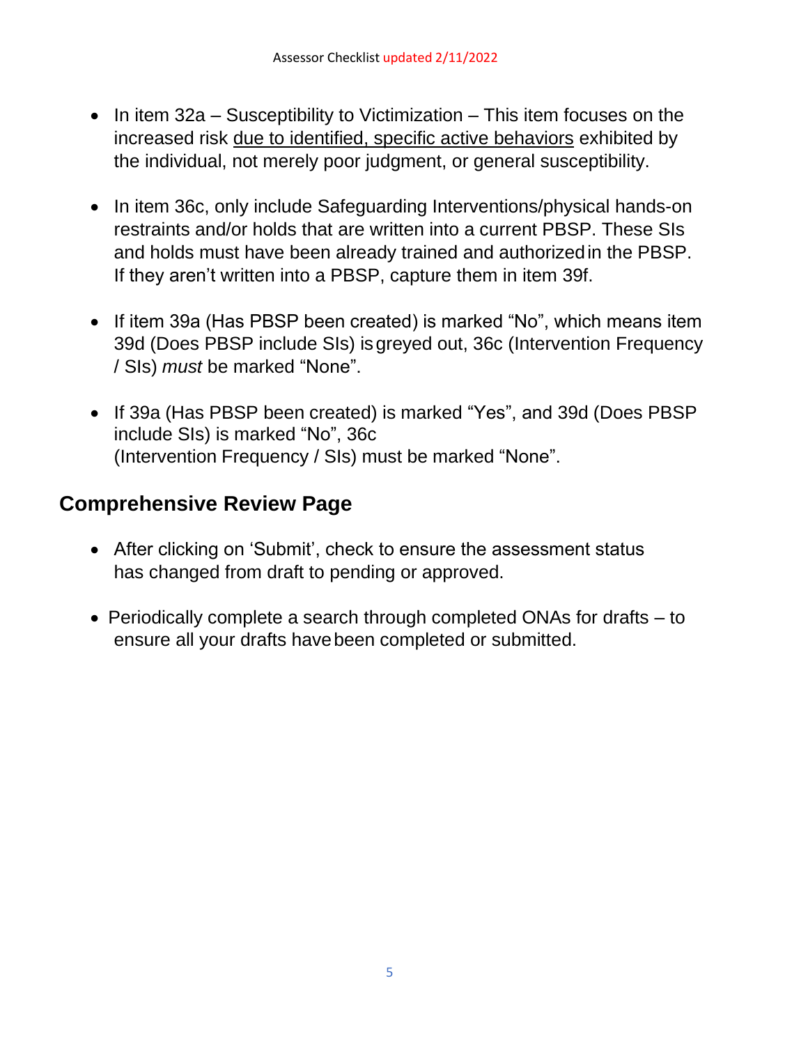- In item 32a – Susceptibility to Victimization – This item focuses on the increased risk <u>due to identified, specific active behaviors</u> exhibited by the individual, not merely poor judgment, or general susceptibility.

- In item 36c, only include Safeguarding Interventions/physical hands-on restraints and/or holds that are written into a current PBSP. These SIs and holds must have been already trained and authorized in the PBSP. If they aren't written into a PBSP, capture them in item 39f.

- If item 39a (Has PBSP been created) is marked "No", which means item 39d (Does PBSP include SIs) is greyed out, 36c (Intervention Frequency / SIs) *must* be marked "None".

- If 39a (Has PBSP been created) is marked "Yes", and 39d (Does PBSP include SIs) is marked "No", 36c (Intervention Frequency / SIs) must be marked "None".

## Comprehensive Review Page

- After clicking on 'Submit', check to ensure the assessment status has changed from draft to pending or approved.

- Periodically complete a search through completed ONAs for drafts – to ensure all your drafts have been completed or submitted.